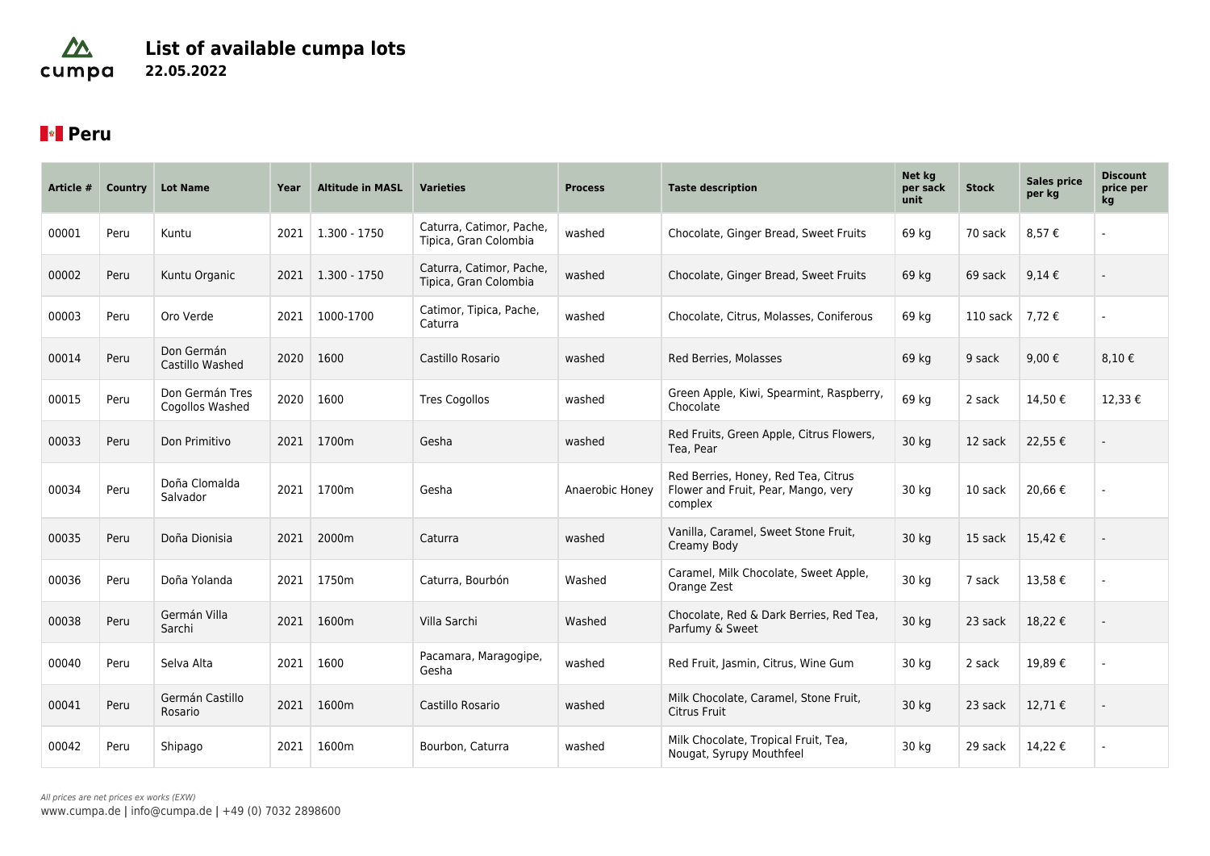# List of available cumpa lots

**22.05.2022**

## Peru

| Article # | Country | Lot Name | Year | Altitude in MASL | Varieties | Process | Taste description | Net kg per sack unit | Stock | Sales price per kg | Discount price per kg |
|---|---|---|---|---|---|---|---|---|---|---|---|
| 00001 | Peru | Kuntu | 2021 | 1.300 - 1750 | Caturra, Catimor, Pache, Tipica, Gran Colombia | washed | Chocolate, Ginger Bread, Sweet Fruits | 69 kg | 70 sack | 8,57 € | - |
| 00002 | Peru | Kuntu Organic | 2021 | 1.300 - 1750 | Caturra, Catimor, Pache, Tipica, Gran Colombia | washed | Chocolate, Ginger Bread, Sweet Fruits | 69 kg | 69 sack | 9,14 € | - |
| 00003 | Peru | Oro Verde | 2021 | 1000-1700 | Catimor, Tipica, Pache, Caturra | washed | Chocolate, Citrus, Molasses, Coniferous | 69 kg | 110 sack | 7,72 € | - |
| 00014 | Peru | Don Germán Castillo Washed | 2020 | 1600 | Castillo Rosario | washed | Red Berries, Molasses | 69 kg | 9 sack | 9,00 € | 8,10 € |
| 00015 | Peru | Don Germán Tres Cogollos Washed | 2020 | 1600 | Tres Cogollos | washed | Green Apple, Kiwi, Spearmint, Raspberry, Chocolate | 69 kg | 2 sack | 14,50 € | 12,33 € |
| 00033 | Peru | Don Primitivo | 2021 | 1700m | Gesha | washed | Red Fruits, Green Apple, Citrus Flowers, Tea, Pear | 30 kg | 12 sack | 22,55 € | - |
| 00034 | Peru | Doña Clomalda Salvador | 2021 | 1700m | Gesha | Anaerobic Honey | Red Berries, Honey, Red Tea, Citrus Flower and Fruit, Pear, Mango, very complex | 30 kg | 10 sack | 20,66 € | - |
| 00035 | Peru | Doña Dionisia | 2021 | 2000m | Caturra | washed | Vanilla, Caramel, Sweet Stone Fruit, Creamy Body | 30 kg | 15 sack | 15,42 € | - |
| 00036 | Peru | Doña Yolanda | 2021 | 1750m | Caturra, Bourbón | Washed | Caramel, Milk Chocolate, Sweet Apple, Orange Zest | 30 kg | 7 sack | 13,58 € | - |
| 00038 | Peru | Germán Villa Sarchi | 2021 | 1600m | Villa Sarchi | Washed | Chocolate, Red & Dark Berries, Red Tea, Parfumy & Sweet | 30 kg | 23 sack | 18,22 € | - |
| 00040 | Peru | Selva Alta | 2021 | 1600 | Pacamara, Maragogipe, Gesha | washed | Red Fruit, Jasmin, Citrus, Wine Gum | 30 kg | 2 sack | 19,89 € | - |
| 00041 | Peru | Germán Castillo Rosario | 2021 | 1600m | Castillo Rosario | washed | Milk Chocolate, Caramel, Stone Fruit, Citrus Fruit | 30 kg | 23 sack | 12,71 € | - |
| 00042 | Peru | Shipago | 2021 | 1600m | Bourbon, Caturra | washed | Milk Chocolate, Tropical Fruit, Tea, Nougat, Syrupy Mouthfeel | 30 kg | 29 sack | 14,22 € | - |

*All prices are net prices ex works (EXW)*

www.cumpa.de | info@cumpa.de | +49 (0) 7032 2898600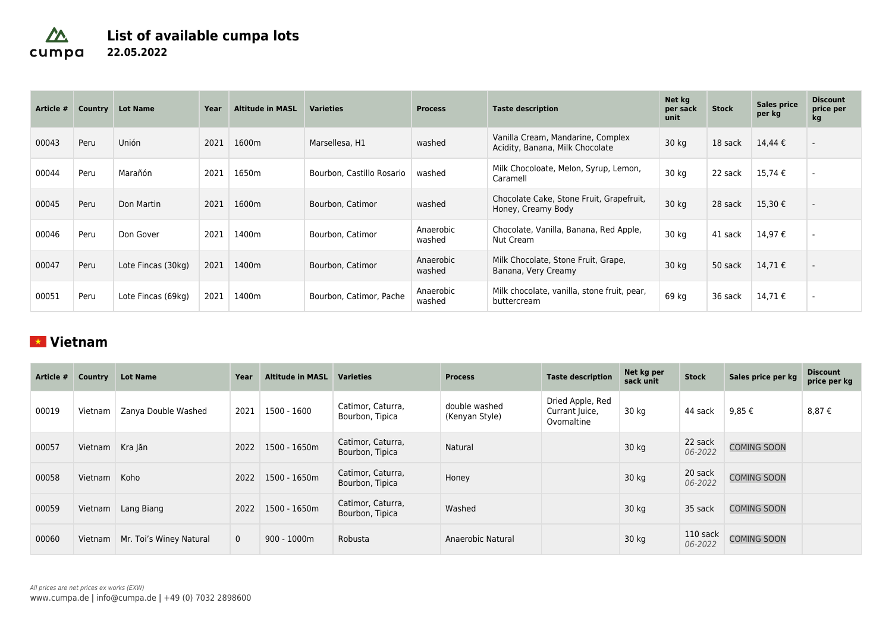# List of available cumpa lots
**22.05.2022**

| Article # | Country | Lot Name | Year | Altitude in MASL | Varieties | Process | Taste description | Net kg per sack unit | Stock | Sales price per kg | Discount price per kg |
|---|---|---|---|---|---|---|---|---|---|---|---|
| 00043 | Peru | Unión | 2021 | 1600m | Marsellesa, H1 | washed | Vanilla Cream, Mandarine, Complex Acidity, Banana, Milk Chocolate | 30 kg | 18 sack | 14,44 € | - |
| 00044 | Peru | Marañón | 2021 | 1650m | Bourbon, Castillo Rosario | washed | Milk Chocoloate, Melon, Syrup, Lemon, Caramell | 30 kg | 22 sack | 15,74 € | - |
| 00045 | Peru | Don Martin | 2021 | 1600m | Bourbon, Catimor | washed | Chocolate Cake, Stone Fruit, Grapefruit, Honey, Creamy Body | 30 kg | 28 sack | 15,30 € | - |
| 00046 | Peru | Don Gover | 2021 | 1400m | Bourbon, Catimor | Anaerobic washed | Chocolate, Vanilla, Banana, Red Apple, Nut Cream | 30 kg | 41 sack | 14,97 € | - |
| 00047 | Peru | Lote Fincas (30kg) | 2021 | 1400m | Bourbon, Catimor | Anaerobic washed | Milk Chocolate, Stone Fruit, Grape, Banana, Very Creamy | 30 kg | 50 sack | 14,71 € | - |
| 00051 | Peru | Lote Fincas (69kg) | 2021 | 1400m | Bourbon, Catimor, Pache | Anaerobic washed | Milk chocolate, vanilla, stone fruit, pear, buttercream | 69 kg | 36 sack | 14,71 € | - |

## Vietnam

| Article # | Country | Lot Name | Year | Altitude in MASL | Varieties | Process | Taste description | Net kg per sack unit | Stock | Sales price per kg | Discount price per kg |
|---|---|---|---|---|---|---|---|---|---|---|---|
| 00019 | Vietnam | Zanya Double Washed | 2021 | 1500 - 1600 | Catimor, Caturra, Bourbon, Tipica | double washed (Kenyan Style) | Dried Apple, Red Currant Juice, Ovomaltine | 30 kg | 44 sack | 9,85 € | 8,87 € |
| 00057 | Vietnam | Kra Jăn | 2022 | 1500 - 1650m | Catimor, Caturra, Bourbon, Tipica | Natural | | 30 kg | 22 sack *06-2022* | COMING SOON | |
| 00058 | Vietnam | Koho | 2022 | 1500 - 1650m | Catimor, Caturra, Bourbon, Tipica | Honey | | 30 kg | 20 sack *06-2022* | COMING SOON | |
| 00059 | Vietnam | Lang Biang | 2022 | 1500 - 1650m | Catimor, Caturra, Bourbon, Tipica | Washed | | 30 kg | 35 sack | COMING SOON | |
| 00060 | Vietnam | Mr. Toi's Winey Natural | 0 | 900 - 1000m | Robusta | Anaerobic Natural | | 30 kg | 110 sack *06-2022* | COMING SOON | |

*All prices are net prices ex works (EXW)*

www.cumpa.de | info@cumpa.de | +49 (0) 7032 2898600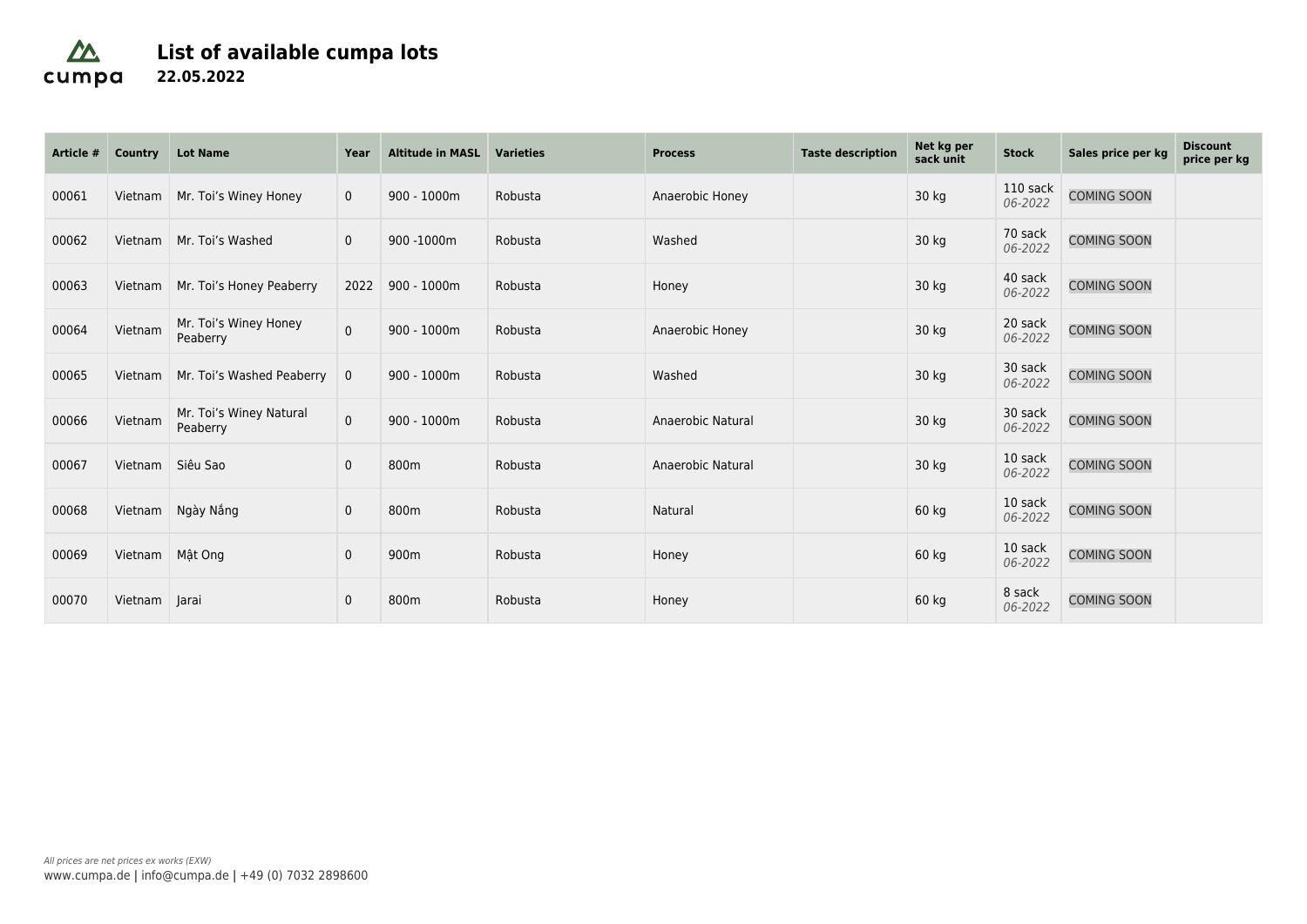# List of available cumpa lots

**22.05.2022**

| Article # | Country | Lot Name | Year | Altitude in MASL | Varieties | Process | Taste description | Net kg per sack unit | Stock | Sales price per kg | Discount price per kg |
|---|---|---|---|---|---|---|---|---|---|---|---|
| 00061 | Vietnam | Mr. Toi's Winey Honey | 0 | 900 - 1000m | Robusta | Anaerobic Honey | | 30 kg | 110 sack *06-2022* | COMING SOON | |
| 00062 | Vietnam | Mr. Toi's Washed | 0 | 900 -1000m | Robusta | Washed | | 30 kg | 70 sack *06-2022* | COMING SOON | |
| 00063 | Vietnam | Mr. Toi's Honey Peaberry | 2022 | 900 - 1000m | Robusta | Honey | | 30 kg | 40 sack *06-2022* | COMING SOON | |
| 00064 | Vietnam | Mr. Toi's Winey Honey Peaberry | 0 | 900 - 1000m | Robusta | Anaerobic Honey | | 30 kg | 20 sack *06-2022* | COMING SOON | |
| 00065 | Vietnam | Mr. Toi's Washed Peaberry | 0 | 900 - 1000m | Robusta | Washed | | 30 kg | 30 sack *06-2022* | COMING SOON | |
| 00066 | Vietnam | Mr. Toi's Winey Natural Peaberry | 0 | 900 - 1000m | Robusta | Anaerobic Natural | | 30 kg | 30 sack *06-2022* | COMING SOON | |
| 00067 | Vietnam | Siêu Sao | 0 | 800m | Robusta | Anaerobic Natural | | 30 kg | 10 sack *06-2022* | COMING SOON | |
| 00068 | Vietnam | Ngày Nắng | 0 | 800m | Robusta | Natural | | 60 kg | 10 sack *06-2022* | COMING SOON | |
| 00069 | Vietnam | Mật Ong | 0 | 900m | Robusta | Honey | | 60 kg | 10 sack *06-2022* | COMING SOON | |
| 00070 | Vietnam | Jarai | 0 | 800m | Robusta | Honey | | 60 kg | 8 sack *06-2022* | COMING SOON | |

*All prices are net prices ex works (EXW)*

www.cumpa.de | info@cumpa.de | +49 (0) 7032 2898600